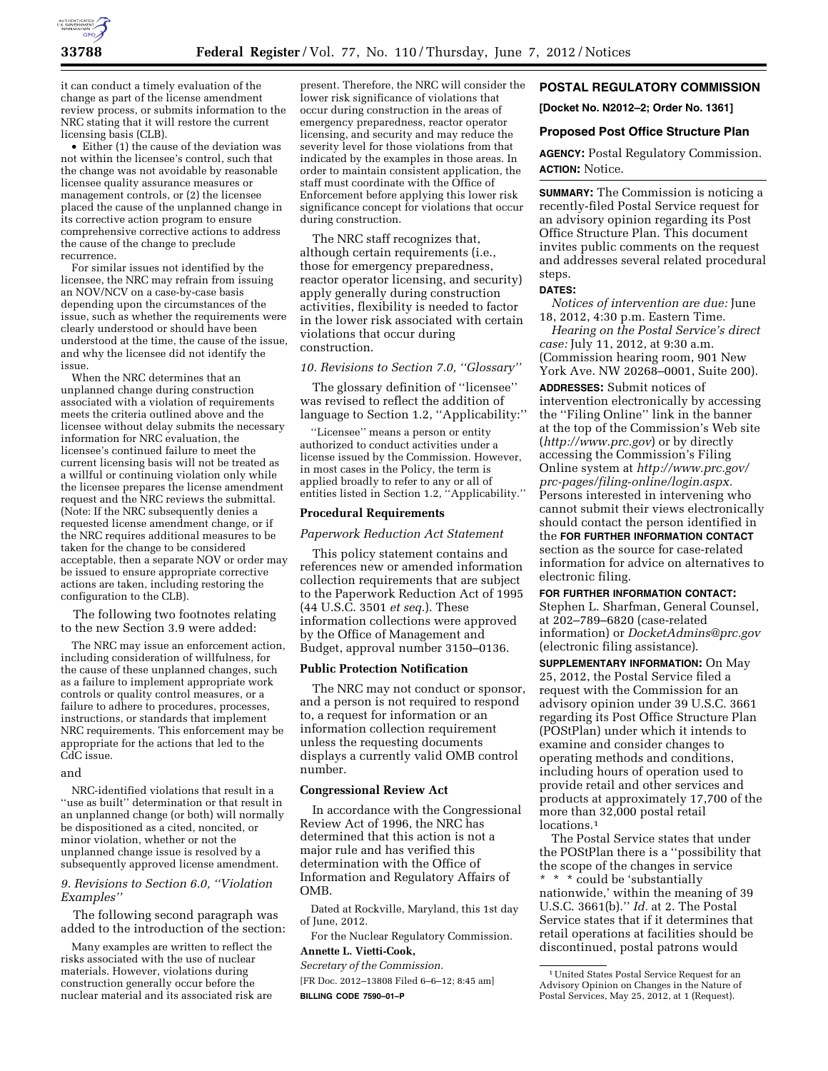it can conduct a timely evaluation of the change as part of the license amendment review process, or submits information to the NRC stating that it will restore the current licensing basis (CLB).

- Either (1) the cause of the deviation was not within the licensee's control, such that the change was not avoidable by reasonable licensee quality assurance measures or management controls, or (2) the licensee placed the cause of the unplanned change in its corrective action program to ensure comprehensive corrective actions to address the cause of the change to preclude recurrence.

For similar issues not identified by the licensee, the NRC may refrain from issuing an NOV/NCV on a case-by-case basis depending upon the circumstances of the issue, such as whether the requirements were clearly understood or should have been understood at the time, the cause of the issue, and why the licensee did not identify the issue.

When the NRC determines that an unplanned change during construction associated with a violation of requirements meets the criteria outlined above and the licensee without delay submits the necessary information for NRC evaluation, the licensee's continued failure to meet the current licensing basis will not be treated as a willful or continuing violation only while the licensee prepares the license amendment request and the NRC reviews the submittal. (Note: If the NRC subsequently denies a requested license amendment change, or if the NRC requires additional measures to be taken for the change to be considered acceptable, then a separate NOV or order may be issued to ensure appropriate corrective actions are taken, including restoring the configuration to the CLB).

The following two footnotes relating to the new Section 3.9 were added:

The NRC may issue an enforcement action, including consideration of willfulness, for the cause of these unplanned changes, such as a failure to implement appropriate work controls or quality control measures, or a failure to adhere to procedures, processes, instructions, or standards that implement NRC requirements. This enforcement may be appropriate for the actions that led to the CdC issue.

and

NRC-identified violations that result in a ''use as built'' determination or that result in an unplanned change (or both) will normally be dispositioned as a cited, noncited, or minor violation, whether or not the unplanned change issue is resolved by a subsequently approved license amendment.

*9. Revisions to Section 6.0, ''Violation Examples''*

The following second paragraph was added to the introduction of the section:

Many examples are written to reflect the risks associated with the use of nuclear materials. However, violations during construction generally occur before the nuclear material and its associated risk are present. Therefore, the NRC will consider the lower risk significance of violations that occur during construction in the areas of emergency preparedness, reactor operator licensing, and security and may reduce the severity level for those violations from that indicated by the examples in those areas. In order to maintain consistent application, the staff must coordinate with the Office of Enforcement before applying this lower risk significance concept for violations that occur during construction.

The NRC staff recognizes that, although certain requirements (i.e., those for emergency preparedness, reactor operator licensing, and security) apply generally during construction activities, flexibility is needed to factor in the lower risk associated with certain violations that occur during construction.

*10. Revisions to Section 7.0, ''Glossary''*

The glossary definition of ''licensee'' was revised to reflect the addition of language to Section 1.2, ''Applicability:''

''Licensee'' means a person or entity authorized to conduct activities under a license issued by the Commission. However, in most cases in the Policy, the term is applied broadly to refer to any or all of entities listed in Section 1.2, ''Applicability.''

**Procedural Requirements**

*Paperwork Reduction Act Statement*

This policy statement contains and references new or amended information collection requirements that are subject to the Paperwork Reduction Act of 1995 (44 U.S.C. 3501 *et seq.*). These information collections were approved by the Office of Management and Budget, approval number 3150–0136.

**Public Protection Notification**

The NRC may not conduct or sponsor, and a person is not required to respond to, a request for information or an information collection requirement unless the requesting documents displays a currently valid OMB control number.

**Congressional Review Act**

In accordance with the Congressional Review Act of 1996, the NRC has determined that this action is not a major rule and has verified this determination with the Office of Information and Regulatory Affairs of OMB.

Dated at Rockville, Maryland, this 1st day of June, 2012.

For the Nuclear Regulatory Commission.

**Annette L. Vietti-Cook,**

*Secretary of the Commission.*

[FR Doc. 2012–13808 Filed 6–6–12; 8:45 am]

**BILLING CODE 7590–01–P**

## POSTAL REGULATORY COMMISSION

**[Docket No. N2012–2; Order No. 1361]**

### Proposed Post Office Structure Plan

**AGENCY:** Postal Regulatory Commission.

**ACTION:** Notice.

**SUMMARY:** The Commission is noticing a recently-filed Postal Service request for an advisory opinion regarding its Post Office Structure Plan. This document invites public comments on the request and addresses several related procedural steps.

**DATES:**

*Notices of intervention are due:* June 18, 2012, 4:30 p.m. Eastern Time.

*Hearing on the Postal Service's direct case:* July 11, 2012, at 9:30 a.m. (Commission hearing room, 901 New York Ave. NW 20268–0001, Suite 200).

**ADDRESSES:** Submit notices of intervention electronically by accessing the ''Filing Online'' link in the banner at the top of the Commission's Web site (*http://www.prc.gov*) or by directly accessing the Commission's Filing Online system at *http://www.prc.gov/prc-pages/filing-online/login.aspx.* Persons interested in intervening who cannot submit their views electronically should contact the person identified in the **FOR FURTHER INFORMATION CONTACT** section as the source for case-related information for advice on alternatives to electronic filing.

**FOR FURTHER INFORMATION CONTACT:** Stephen L. Sharfman, General Counsel, at 202–789–6820 (case-related information) or *DocketAdmins@prc.gov* (electronic filing assistance).

**SUPPLEMENTARY INFORMATION:** On May 25, 2012, the Postal Service filed a request with the Commission for an advisory opinion under 39 U.S.C. 3661 regarding its Post Office Structure Plan (POStPlan) under which it intends to examine and consider changes to operating methods and conditions, including hours of operation used to provide retail and other services and products at approximately 17,700 of the more than 32,000 postal retail locations.[1]

The Postal Service states that under the POStPlan there is a ''possibility that the scope of the changes in service * * * could be 'substantially nationwide,' within the meaning of 39 U.S.C. 3661(b).'' *Id.* at 2. The Postal Service states that if it determines that retail operations at facilities should be discontinued, postal patrons would

[1] United States Postal Service Request for an Advisory Opinion on Changes in the Nature of Postal Services, May 25, 2012, at 1 (Request).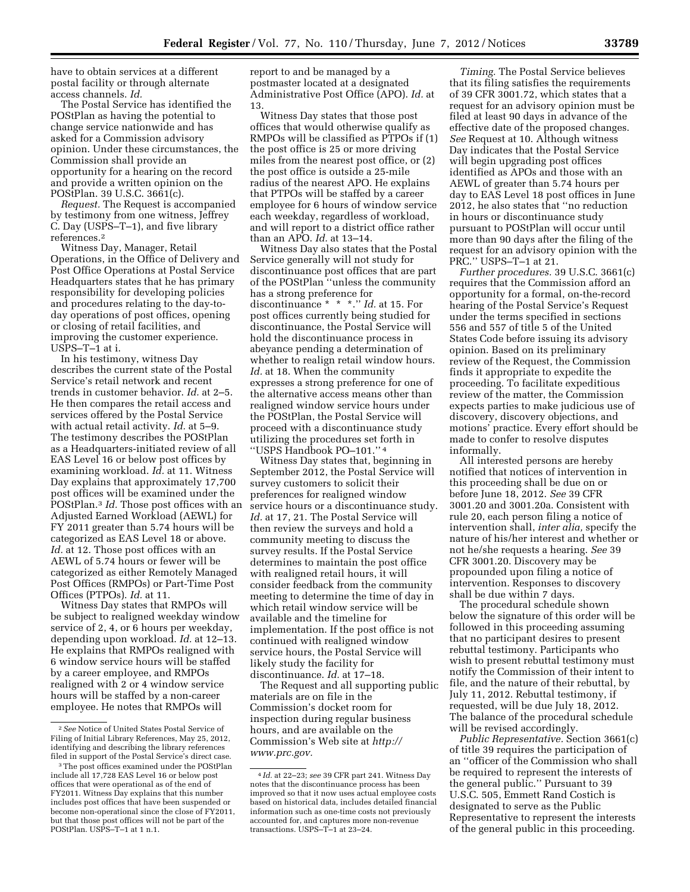have to obtain services at a different postal facility or through alternate access channels. *Id.*

The Postal Service has identified the POStPlan as having the potential to change service nationwide and has asked for a Commission advisory opinion. Under these circumstances, the Commission shall provide an opportunity for a hearing on the record and provide a written opinion on the POStPlan. 39 U.S.C. 3661(c).

*Request.* The Request is accompanied by testimony from one witness, Jeffrey C. Day (USPS–T–1), and five library references.[2]

Witness Day, Manager, Retail Operations, in the Office of Delivery and Post Office Operations at Postal Service Headquarters states that he has primary responsibility for developing policies and procedures relating to the day-to-day operations of post offices, opening or closing of retail facilities, and improving the customer experience. USPS–T–1 at i.

In his testimony, witness Day describes the current state of the Postal Service's retail network and recent trends in customer behavior. *Id.* at 2–5. He then compares the retail access and services offered by the Postal Service with actual retail activity. *Id.* at 5–9. The testimony describes the POStPlan as a Headquarters-initiated review of all EAS Level 16 or below post offices by examining workload. *Id.* at 11. Witness Day explains that approximately 17,700 post offices will be examined under the POStPlan.[3] *Id.* Those post offices with an Adjusted Earned Workload (AEWL) for FY 2011 greater than 5.74 hours will be categorized as EAS Level 18 or above. *Id.* at 12. Those post offices with an AEWL of 5.74 hours or fewer will be categorized as either Remotely Managed Post Offices (RMPOs) or Part-Time Post Offices (PTPOs). *Id.* at 11.

Witness Day states that RMPOs will be subject to realigned weekday window service of 2, 4, or 6 hours per weekday, depending upon workload. *Id.* at 12–13. He explains that RMPOs realigned with 6 window service hours will be staffed by a career employee, and RMPOs realigned with 2 or 4 window service hours will be staffed by a non-career employee. He notes that RMPOs will report to and be managed by a postmaster located at a designated Administrative Post Office (APO). *Id.* at 13.

Witness Day states that those post offices that would otherwise qualify as RMPOs will be classified as PTPOs if (1) the post office is 25 or more driving miles from the nearest post office, or (2) the post office is outside a 25-mile radius of the nearest APO. He explains that PTPOs will be staffed by a career employee for 6 hours of window service each weekday, regardless of workload, and will report to a district office rather than an APO. *Id.* at 13–14.

Witness Day also states that the Postal Service generally will not study for discontinuance post offices that are part of the POStPlan "unless the community has a strong preference for discontinuance * * *." *Id.* at 15. For post offices currently being studied for discontinuance, the Postal Service will hold the discontinuance process in abeyance pending a determination of whether to realign retail window hours. *Id.* at 18. When the community expresses a strong preference for one of the alternative access means other than realigned window service hours under the POStPlan, the Postal Service will proceed with a discontinuance study utilizing the procedures set forth in "USPS Handbook PO–101."[4]

Witness Day states that, beginning in September 2012, the Postal Service will survey customers to solicit their preferences for realigned window service hours or a discontinuance study. *Id.* at 17, 21. The Postal Service will then review the surveys and hold a community meeting to discuss the survey results. If the Postal Service determines to maintain the post office with realigned retail hours, it will consider feedback from the community meeting to determine the time of day in which retail window service will be available and the timeline for implementation. If the post office is not continued with realigned window service hours, the Postal Service will likely study the facility for discontinuance. *Id.* at 17–18.

The Request and all supporting public materials are on file in the Commission's docket room for inspection during regular business hours, and are available on the Commission's Web site at *http://www.prc.gov.*

*Timing.* The Postal Service believes that its filing satisfies the requirements of 39 CFR 3001.72, which states that a request for an advisory opinion must be filed at least 90 days in advance of the effective date of the proposed changes. *See* Request at 10. Although witness Day indicates that the Postal Service will begin upgrading post offices identified as APOs and those with an AEWL of greater than 5.74 hours per day to EAS Level 18 post offices in June 2012, he also states that "no reduction in hours or discontinuance study pursuant to POStPlan will occur until more than 90 days after the filing of the request for an advisory opinion with the PRC." USPS–T–1 at 21.

*Further procedures.* 39 U.S.C. 3661(c) requires that the Commission afford an opportunity for a formal, on-the-record hearing of the Postal Service's Request under the terms specified in sections 556 and 557 of title 5 of the United States Code before issuing its advisory opinion. Based on its preliminary review of the Request, the Commission finds it appropriate to expedite the proceeding. To facilitate expeditious review of the matter, the Commission expects parties to make judicious use of discovery, discovery objections, and motions' practice. Every effort should be made to confer to resolve disputes informally.

All interested persons are hereby notified that notices of intervention in this proceeding shall be due on or before June 18, 2012. *See* 39 CFR 3001.20 and 3001.20a. Consistent with rule 20, each person filing a notice of intervention shall, *inter alia,* specify the nature of his/her interest and whether or not he/she requests a hearing. *See* 39 CFR 3001.20. Discovery may be propounded upon filing a notice of intervention. Responses to discovery shall be due within 7 days.

The procedural schedule shown below the signature of this order will be followed in this proceeding assuming that no participant desires to present rebuttal testimony. Participants who wish to present rebuttal testimony must notify the Commission of their intent to file, and the nature of their rebuttal, by July 11, 2012. Rebuttal testimony, if requested, will be due July 18, 2012. The balance of the procedural schedule will be revised accordingly.

*Public Representative.* Section 3661(c) of title 39 requires the participation of an "officer of the Commission who shall be required to represent the interests of the general public." Pursuant to 39 U.S.C. 505, Emmett Rand Costich is designated to serve as the Public Representative to represent the interests of the general public in this proceeding.

---

[2] *See* Notice of United States Postal Service of Filing of Initial Library References, May 25, 2012, identifying and describing the library references filed in support of the Postal Service's direct case.

[3] The post offices examined under the POStPlan include all 17,728 EAS Level 16 or below post offices that were operational as of the end of FY2011. Witness Day explains that this number includes post offices that have been suspended or become non-operational since the close of FY2011, but that those post offices will not be part of the POStPlan. USPS–T–1 at 1 n.1.

[4] *Id.* at 22–23; *see* 39 CFR part 241. Witness Day notes that the discontinuance process has been improved so that it now uses actual employee costs based on historical data, includes detailed financial information such as one-time costs not previously accounted for, and captures more non-revenue transactions. USPS–T–1 at 23–24.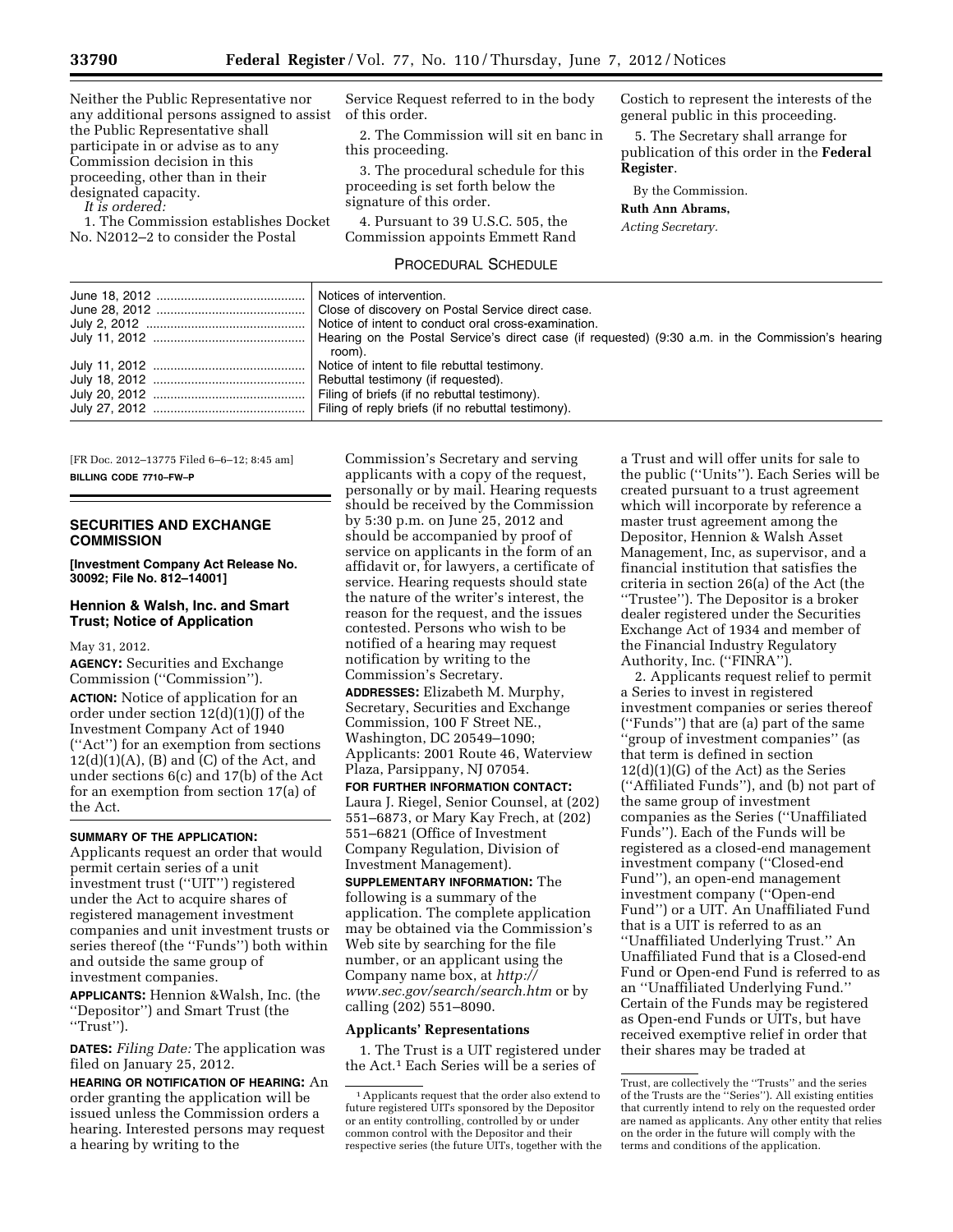Neither the Public Representative nor any additional persons assigned to assist the Public Representative shall participate in or advise as to any Commission decision in this proceeding, other than in their designated capacity.

*It is ordered:*

1. The Commission establishes Docket No. N2012–2 to consider the Postal Service Request referred to in the body of this order.

2. The Commission will sit en banc in this proceeding.

3. The procedural schedule for this proceeding is set forth below the signature of this order.

4. Pursuant to 39 U.S.C. 505, the Commission appoints Emmett Rand Costich to represent the interests of the general public in this proceeding.

5. The Secretary shall arrange for publication of this order in the **Federal Register**.

By the Commission.

**Ruth Ann Abrams,**

*Acting Secretary.*

PROCEDURAL SCHEDULE

| | |
|---|---|
| June 18, 2012 | Notices of intervention. |
| June 28, 2012 | Close of discovery on Postal Service direct case. |
| July 2, 2012 | Notice of intent to conduct oral cross-examination. |
| July 11, 2012 | Hearing on the Postal Service's direct case (if requested) (9:30 a.m. in the Commission's hearing room). |
| July 11, 2012 | Notice of intent to file rebuttal testimony. |
| July 18, 2012 | Rebuttal testimony (if requested). |
| July 20, 2012 | Filing of briefs (if no rebuttal testimony). |
| July 27, 2012 | Filing of reply briefs (if no rebuttal testimony). |

[FR Doc. 2012–13775 Filed 6–6–12; 8:45 am]

**BILLING CODE 7710–FW–P**

## SECURITIES AND EXCHANGE COMMISSION

**[Investment Company Act Release No. 30092; File No. 812–14001]**

### Hennion & Walsh, Inc. and Smart Trust; Notice of Application

May 31, 2012.

**AGENCY:** Securities and Exchange Commission ("Commission").

**ACTION:** Notice of application for an order under section 12(d)(1)(J) of the Investment Company Act of 1940 ("Act") for an exemption from sections 12(d)(1)(A), (B) and (C) of the Act, and under sections 6(c) and 17(b) of the Act for an exemption from section 17(a) of the Act.

**SUMMARY OF THE APPLICATION:** Applicants request an order that would permit certain series of a unit investment trust ("UIT") registered under the Act to acquire shares of registered management investment companies and unit investment trusts or series thereof (the "Funds") both within and outside the same group of investment companies.

**APPLICANTS:** Hennion &Walsh, Inc. (the "Depositor") and Smart Trust (the "Trust").

**DATES:** *Filing Date:* The application was filed on January 25, 2012.

**HEARING OR NOTIFICATION OF HEARING:** An order granting the application will be issued unless the Commission orders a hearing. Interested persons may request a hearing by writing to the Commission's Secretary and serving applicants with a copy of the request, personally or by mail. Hearing requests should be received by the Commission by 5:30 p.m. on June 25, 2012 and should be accompanied by proof of service on applicants in the form of an affidavit or, for lawyers, a certificate of service. Hearing requests should state the nature of the writer's interest, the reason for the request, and the issues contested. Persons who wish to be notified of a hearing may request notification by writing to the Commission's Secretary.

**ADDRESSES:** Elizabeth M. Murphy, Secretary, Securities and Exchange Commission, 100 F Street NE., Washington, DC 20549–1090; Applicants: 2001 Route 46, Waterview Plaza, Parsippany, NJ 07054.

**FOR FURTHER INFORMATION CONTACT:** Laura J. Riegel, Senior Counsel, at (202) 551–6873, or Mary Kay Frech, at (202) 551–6821 (Office of Investment Company Regulation, Division of Investment Management).

**SUPPLEMENTARY INFORMATION:** The following is a summary of the application. The complete application may be obtained via the Commission's Web site by searching for the file number, or an applicant using the Company name box, at *http://www.sec.gov/search/search.htm* or by calling (202) 551–8090.

#### Applicants' Representations

1. The Trust is a UIT registered under the Act.[1] Each Series will be a series of a Trust and will offer units for sale to the public ("Units"). Each Series will be created pursuant to a trust agreement which will incorporate by reference a master trust agreement among the Depositor, Hennion & Walsh Asset Management, Inc, as supervisor, and a financial institution that satisfies the criteria in section 26(a) of the Act (the "Trustee"). The Depositor is a broker dealer registered under the Securities Exchange Act of 1934 and member of the Financial Industry Regulatory Authority, Inc. ("FINRA").

2. Applicants request relief to permit a Series to invest in registered investment companies or series thereof ("Funds") that are (a) part of the same "group of investment companies" (as that term is defined in section 12(d)(1)(G) of the Act) as the Series ("Affiliated Funds"), and (b) not part of the same group of investment companies as the Series ("Unaffiliated Funds"). Each of the Funds will be registered as a closed-end management investment company ("Closed-end Fund"), an open-end management investment company ("Open-end Fund") or a UIT. An Unaffiliated Fund that is a UIT is referred to as an "Unaffiliated Underlying Trust." An Unaffiliated Fund that is a Closed-end Fund or Open-end Fund is referred to as an "Unaffiliated Underlying Fund." Certain of the Funds may be registered as Open-end Funds or UITs, but have received exemptive relief in order that their shares may be traded at

[1] Applicants request that the order also extend to future registered UITs sponsored by the Depositor or an entity controlling, controlled by or under common control with the Depositor and their respective series (the future UITs, together with the Trust, are collectively the "Trusts" and the series of the Trusts are the "Series"). All existing entities that currently intend to rely on the requested order are named as applicants. Any other entity that relies on the order in the future will comply with the terms and conditions of the application.